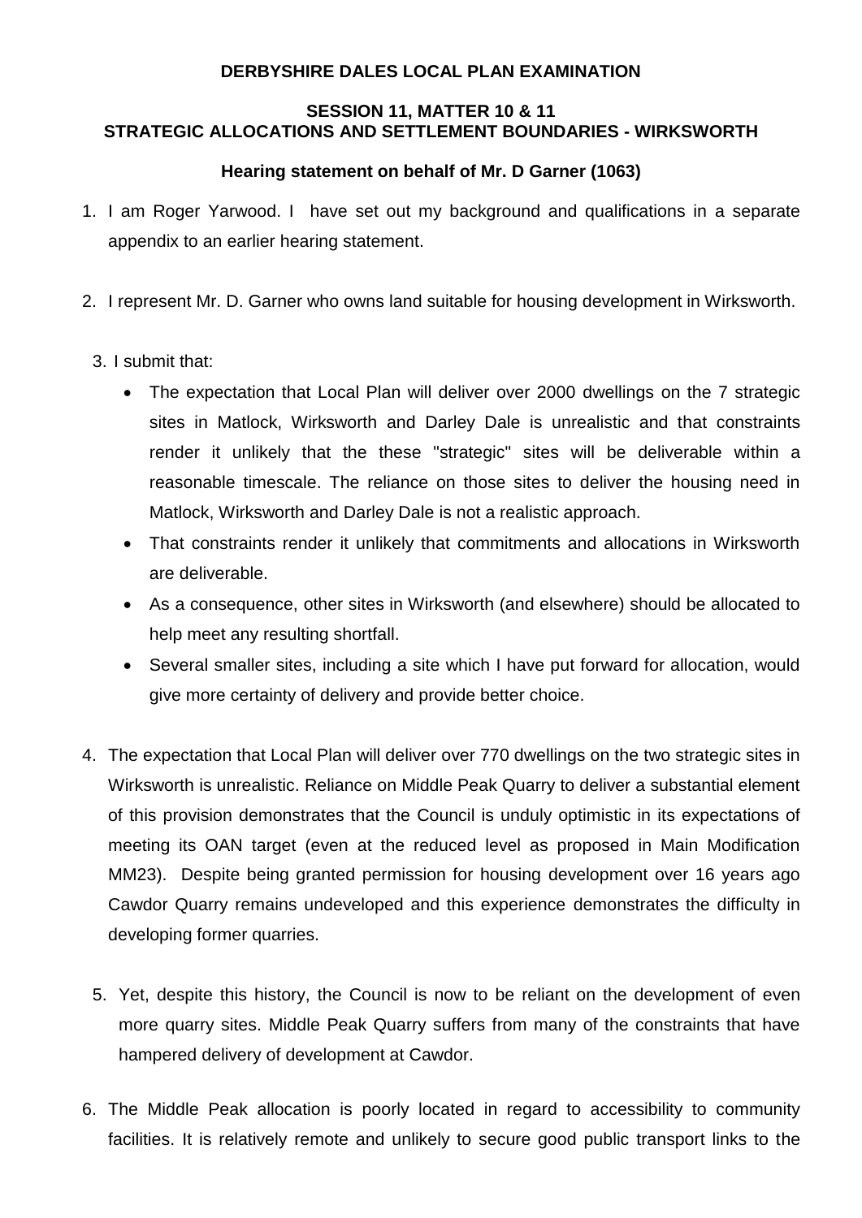**DERBYSHIRE DALES LOCAL PLAN EXAMINATION**

**SESSION 11, MATTER 10 & 11**
**STRATEGIC ALLOCATIONS AND SETTLEMENT BOUNDARIES - WIRKSWORTH**

**Hearing statement on behalf of Mr. D Garner (1063)**

1. I am Roger Yarwood. I have set out my background and qualifications in a separate appendix to an earlier hearing statement.

2. I represent Mr. D. Garner who owns land suitable for housing development in Wirksworth.

3. I submit that:
   - The expectation that Local Plan will deliver over 2000 dwellings on the 7 strategic sites in Matlock, Wirksworth and Darley Dale is unrealistic and that constraints render it unlikely that the these "strategic" sites will be deliverable within a reasonable timescale. The reliance on those sites to deliver the housing need in Matlock, Wirksworth and Darley Dale is not a realistic approach.
   - That constraints render it unlikely that commitments and allocations in Wirksworth are deliverable.
   - As a consequence, other sites in Wirksworth (and elsewhere) should be allocated to help meet any resulting shortfall.
   - Several smaller sites, including a site which I have put forward for allocation, would give more certainty of delivery and provide better choice.

4. The expectation that Local Plan will deliver over 770 dwellings on the two strategic sites in Wirksworth is unrealistic. Reliance on Middle Peak Quarry to deliver a substantial element of this provision demonstrates that the Council is unduly optimistic in its expectations of meeting its OAN target (even at the reduced level as proposed in Main Modification MM23). Despite being granted permission for housing development over 16 years ago Cawdor Quarry remains undeveloped and this experience demonstrates the difficulty in developing former quarries.

5. Yet, despite this history, the Council is now to be reliant on the development of even more quarry sites. Middle Peak Quarry suffers from many of the constraints that have hampered delivery of development at Cawdor.

6. The Middle Peak allocation is poorly located in regard to accessibility to community facilities. It is relatively remote and unlikely to secure good public transport links to the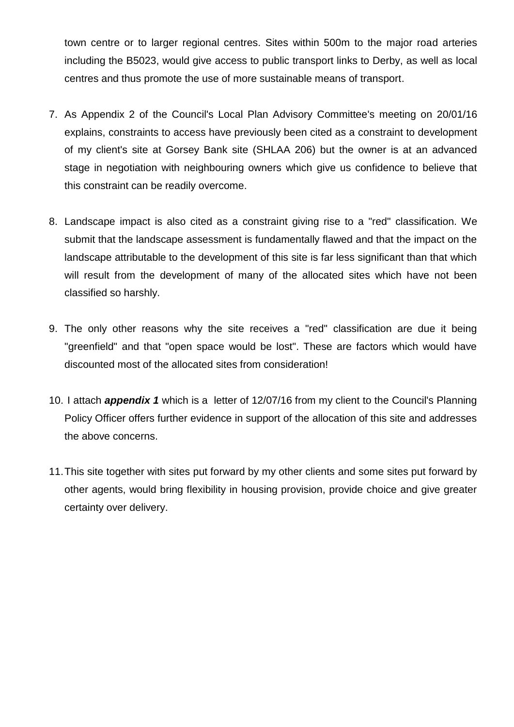town centre or to larger regional centres. Sites within 500m to the major road arteries including the B5023, would give access to public transport links to Derby, as well as local centres and thus promote the use of more sustainable means of transport.

7. As Appendix 2 of the Council's Local Plan Advisory Committee's meeting on 20/01/16 explains, constraints to access have previously been cited as a constraint to development of my client's site at Gorsey Bank site (SHLAA 206) but the owner is at an advanced stage in negotiation with neighbouring owners which give us confidence to believe that this constraint can be readily overcome.

8. Landscape impact is also cited as a constraint giving rise to a "red" classification. We submit that the landscape assessment is fundamentally flawed and that the impact on the landscape attributable to the development of this site is far less significant than that which will result from the development of many of the allocated sites which have not been classified so harshly.

9. The only other reasons why the site receives a "red" classification are due it being "greenfield" and that "open space would be lost". These are factors which would have discounted most of the allocated sites from consideration!

10. I attach ***appendix 1*** which is a letter of 12/07/16 from my client to the Council's Planning Policy Officer offers further evidence in support of the allocation of this site and addresses the above concerns.

11. This site together with sites put forward by my other clients and some sites put forward by other agents, would bring flexibility in housing provision, provide choice and give greater certainty over delivery.